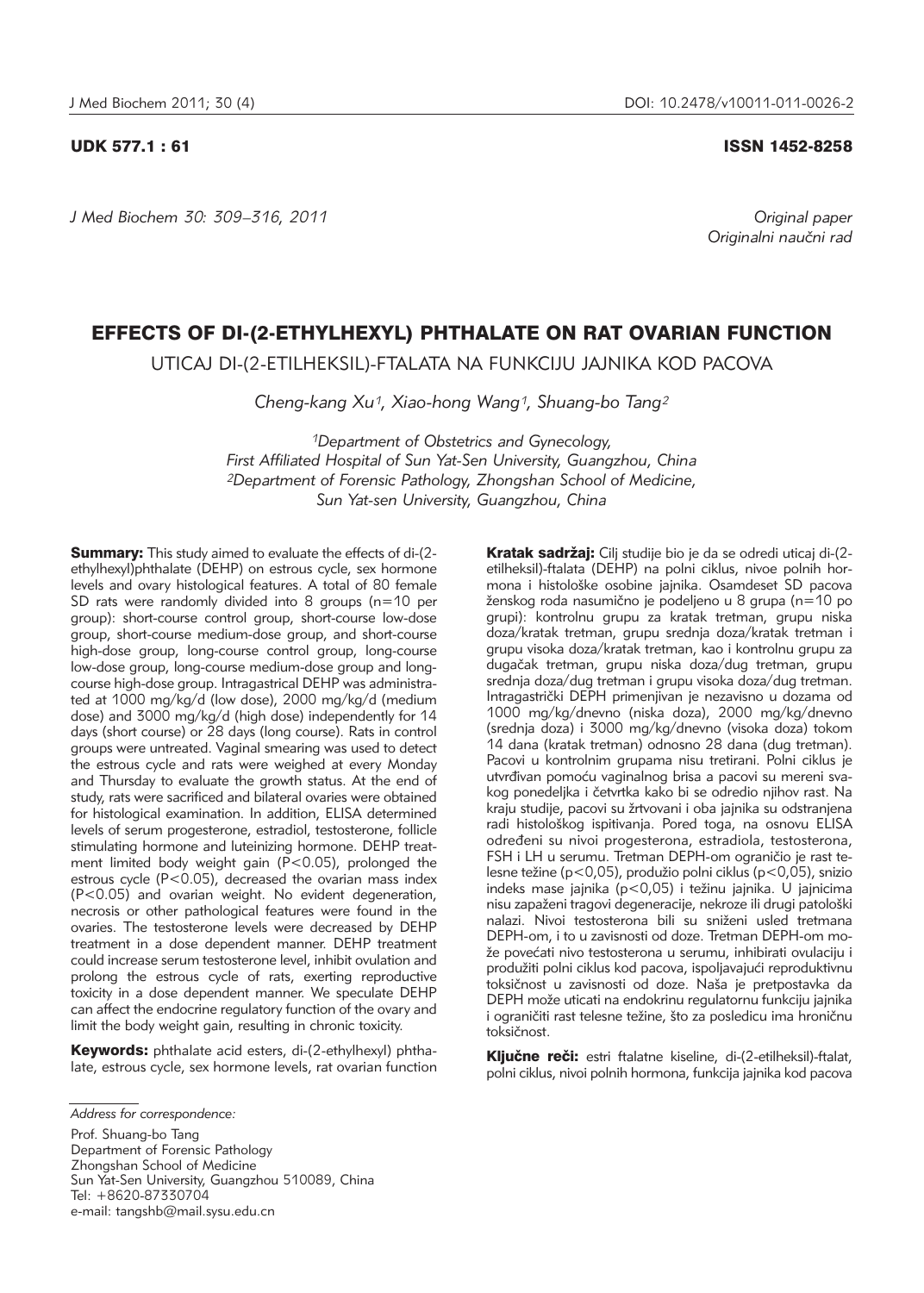UDK 577.1 : 61 ISSN 1452-8258

*J Med Biochem 30: 309–316, 2011*

*Original paper*
*Originalni naučni rad*

# EFFECTS OF DI-(2-ETHYLHEXYL) PHTHALATE ON RAT OVARIAN FUNCTION

UTICAJ DI-(2-ETILHEKSIL)-FTALATA NA FUNKCIJU JAJNIKA KOD PACOVA

*Cheng-kang Xu[1], Xiao-hong Wang[1], Shuang-bo Tang[2]*

*[1]Department of Obstetrics and Gynecology, First Affiliated Hospital of Sun Yat-Sen University, Guangzhou, China*
*[2]Department of Forensic Pathology, Zhongshan School of Medicine, Sun Yat-sen University, Guangzhou, China*

**Summary:** This study aimed to evaluate the effects of di-(2-ethylhexyl)phthalate (DEHP) on estrous cycle, sex hormone levels and ovary histological features. A total of 80 female SD rats were randomly divided into 8 groups (n=10 per group): short-course control group, short-course low-dose group, short-course medium-dose group, and short-course high-dose group, long-course control group, long-course low-dose group, long-course medium-dose group and long-course high-dose group. Intragastrical DEHP was administrated at 1000 mg/kg/d (low dose), 2000 mg/kg/d (medium dose) and 3000 mg/kg/d (high dose) independently for 14 days (short course) or 28 days (long course). Rats in control groups were untreated. Vaginal smearing was used to detect the estrous cycle and rats were weighed at every Monday and Thursday to evaluate the growth status. At the end of study, rats were sacrificed and bilateral ovaries were obtained for histological examination. In addition, ELISA determined levels of serum progesterone, estradiol, testosterone, follicle stimulating hormone and luteinizing hormone. DEHP treatment limited body weight gain ($P<0.05$), prolonged the estrous cycle ($P<0.05$), decreased the ovarian mass index ($P<0.05$) and ovarian weight. No evident degeneration, necrosis or other pathological features were found in the ovaries. The testosterone levels were decreased by DEHP treatment in a dose dependent manner. DEHP treatment could increase serum testosterone level, inhibit ovulation and prolong the estrous cycle of rats, exerting reproductive toxicity in a dose dependent manner. We speculate DEHP can affect the endocrine regulatory function of the ovary and limit the body weight gain, resulting in chronic toxicity.

**Keywords:** phthalate acid esters, di-(2-ethylhexyl) phthalate, estrous cycle, sex hormone levels, rat ovarian function

**Kratak sadržaj:** Cilj studije bio je da se odredi uticaj di-(2-etilheksil)-ftalata (DEHP) na polni ciklus, nivoe polnih hormona i histološke osobine jajnika. Osamdeset SD pacova ženskog roda nasumično je podeljeno u 8 grupa (n=10 po grupi): kontrolnu grupu za kratak tretman, grupu niska doza/kratak tretman, grupu srednja doza/kratak tretman i grupu visoka doza/kratak tretman, kao i kontrolnu grupu za dugačak tretman, grupu niska doza/dug tretman, grupu srednja doza/dug tretman i grupu visoka doza/dug tretman. Intragastrički DEPH primenjivan je nezavisno u dozama od 1000 mg/kg/dnevno (niska doza), 2000 mg/kg/dnevno (srednja doza) i 3000 mg/kg/dnevno (visoka doza) tokom 14 dana (kratak tretman) odnosno 28 dana (dug tretman). Pacovi u kontrolnim grupama nisu tretirani. Polni ciklus je utvrđivan pomoću vaginalnog brisa a pacovi su mereni svakog ponedeljka i četvrtka kako bi se odredio njihov rast. Na kraju studije, pacovi su žrtvovani i oba jajnika su odstranjena radi histološkog ispitivanja. Pored toga, na osnovu ELISA određeni su nivoi progesterona, estradiola, testosterona, FSH i LH u serumu. Tretman DEPH-om ograničio je rast telesne težine ($p<0,05$), produžio polni ciklus ($p<0,05$), snizio indeks mase jajnika ($p<0,05$) i težinu jajnika. U jajnicima nisu zapaženi tragovi degeneracije, nekroze ili drugi patološki nalazi. Nivoi testosterona bili su sniženi usled tretmana DEPH-om, i to u zavisnosti od doze. Tretman DEPH-om može povećati nivo testosterona u serumu, inhibirati ovulaciju i produžiti polni ciklus kod pacova, ispoljavajući reproduktivnu toksičnost u zavisnosti od doze. Naša je pretpostavka da DEPH može uticati na endokrinu regulatornu funkciju jajnika i ograničiti rast telesne težine, što za posledicu ima hroničnu toksičnost.

**Ključne reči:** estri ftalatne kiseline, di-(2-etilheksil)-ftalat, polni ciklus, nivoi polnih hormona, funkcija jajnika kod pacova

*Address for correspondence:*

Prof. Shuang-bo Tang
Department of Forensic Pathology
Zhongshan School of Medicine
Sun Yat-Sen University, Guangzhou 510089, China
Tel: +8620-87330704
e-mail: tangshb@mail.sysu.edu.cn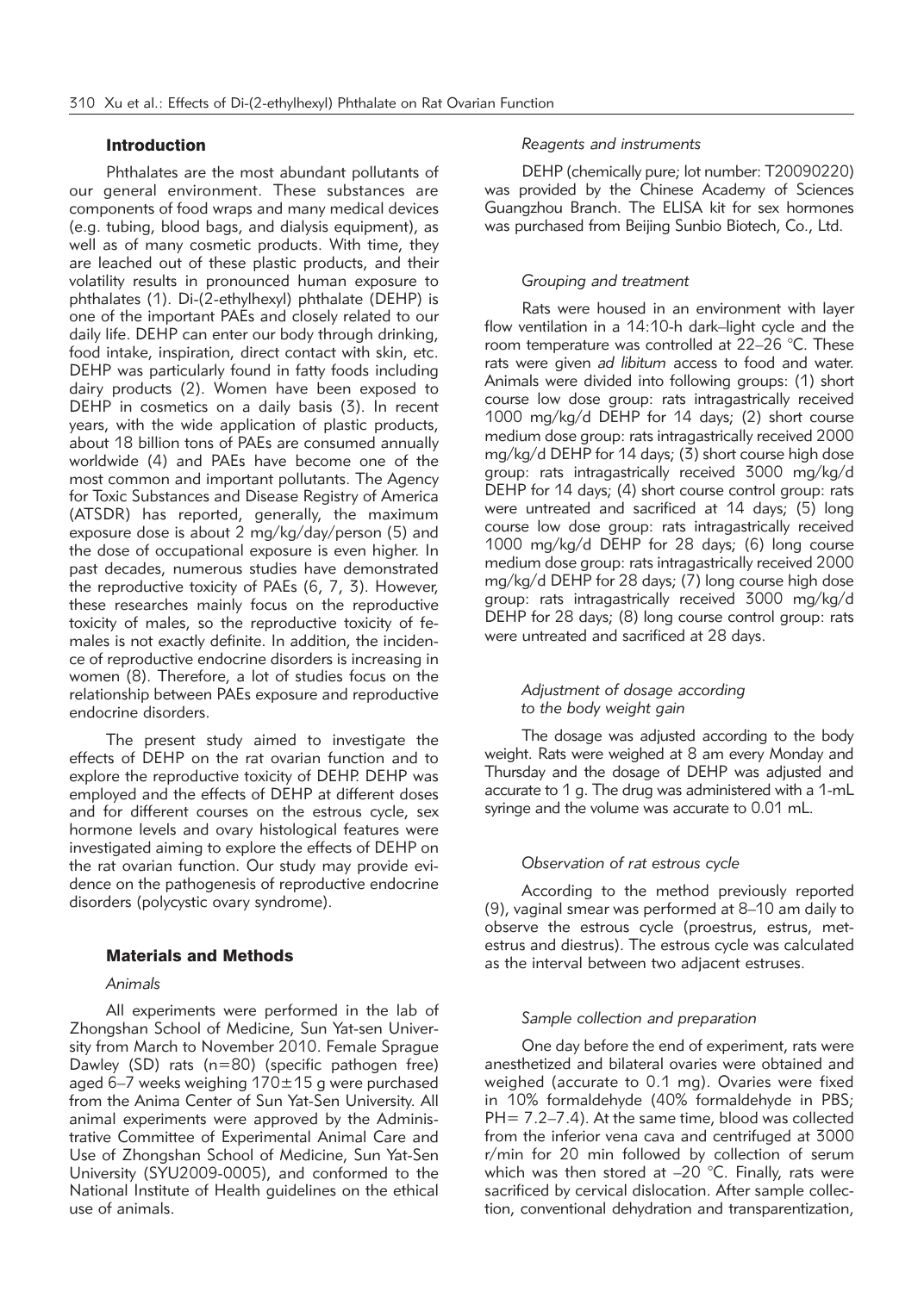## Introduction

Phthalates are the most abundant pollutants of our general environment. These substances are components of food wraps and many medical devices (e.g. tubing, blood bags, and dialysis equipment), as well as of many cosmetic products. With time, they are leached out of these plastic products, and their volatility results in pronounced human exposure to phthalates (1). Di-(2-ethylhexyl) phthalate (DEHP) is one of the important PAEs and closely related to our daily life. DEHP can enter our body through drinking, food intake, inspiration, direct contact with skin, etc. DEHP was particularly found in fatty foods including dairy products (2). Women have been exposed to DEHP in cosmetics on a daily basis (3). In recent years, with the wide application of plastic products, about 18 billion tons of PAEs are consumed annually worldwide (4) and PAEs have become one of the most common and important pollutants. The Agency for Toxic Substances and Disease Registry of America (ATSDR) has reported, generally, the maximum exposure dose is about 2 mg/kg/day/person (5) and the dose of occupational exposure is even higher. In past decades, numerous studies have demonstrated the reproductive toxicity of PAEs (6, 7, 3). However, these researches mainly focus on the reproductive toxicity of males, so the reproductive toxicity of females is not exactly definite. In addition, the incidence of reproductive endocrine disorders is increasing in women (8). Therefore, a lot of studies focus on the relationship between PAEs exposure and reproductive endocrine disorders.

The present study aimed to investigate the effects of DEHP on the rat ovarian function and to explore the reproductive toxicity of DEHP. DEHP was employed and the effects of DEHP at different doses and for different courses on the estrous cycle, sex hormone levels and ovary histological features were investigated aiming to explore the effects of DEHP on the rat ovarian function. Our study may provide evidence on the pathogenesis of reproductive endocrine disorders (polycystic ovary syndrome).

## Materials and Methods

### *Animals*

All experiments were performed in the lab of Zhongshan School of Medicine, Sun Yat-sen University from March to November 2010. Female Sprague Dawley (SD) rats (n=80) (specific pathogen free) aged 6–7 weeks weighing 170±15 g were purchased from the Anima Center of Sun Yat-Sen University. All animal experiments were approved by the Administrative Committee of Experimental Animal Care and Use of Zhongshan School of Medicine, Sun Yat-Sen University (SYU2009-0005), and conformed to the National Institute of Health guidelines on the ethical use of animals.

### *Reagents and instruments*

DEHP (chemically pure; lot number: T20090220) was provided by the Chinese Academy of Sciences Guangzhou Branch. The ELISA kit for sex hormones was purchased from Beijing Sunbio Biotech, Co., Ltd.

### *Grouping and treatment*

Rats were housed in an environment with layer flow ventilation in a 14:10-h dark–light cycle and the room temperature was controlled at 22–26 °C. These rats were given *ad libitum* access to food and water. Animals were divided into following groups: (1) short course low dose group: rats intragastrically received 1000 mg/kg/d DEHP for 14 days; (2) short course medium dose group: rats intragastrically received 2000 mg/kg/d DEHP for 14 days; (3) short course high dose group: rats intragastrically received 3000 mg/kg/d DEHP for 14 days; (4) short course control group: rats were untreated and sacrificed at 14 days; (5) long course low dose group: rats intragastrically received 1000 mg/kg/d DEHP for 28 days; (6) long course medium dose group: rats intragastrically received 2000 mg/kg/d DEHP for 28 days; (7) long course high dose group: rats intragastrically received 3000 mg/kg/d DEHP for 28 days; (8) long course control group: rats were untreated and sacrificed at 28 days.

### *Adjustment of dosage according to the body weight gain*

The dosage was adjusted according to the body weight. Rats were weighed at 8 am every Monday and Thursday and the dosage of DEHP was adjusted and accurate to 1 g. The drug was administered with a 1-mL syringe and the volume was accurate to 0.01 mL.

### *Observation of rat estrous cycle*

According to the method previously reported (9), vaginal smear was performed at 8–10 am daily to observe the estrous cycle (proestrus, estrus, metestrus and diestrus). The estrous cycle was calculated as the interval between two adjacent estruses.

### *Sample collection and preparation*

One day before the end of experiment, rats were anesthetized and bilateral ovaries were obtained and weighed (accurate to 0.1 mg). Ovaries were fixed in 10% formaldehyde (40% formaldehyde in PBS; PH= 7.2–7.4). At the same time, blood was collected from the inferior vena cava and centrifuged at 3000 r/min for 20 min followed by collection of serum which was then stored at –20 °C. Finally, rats were sacrificed by cervical dislocation. After sample collection, conventional dehydration and transparentization,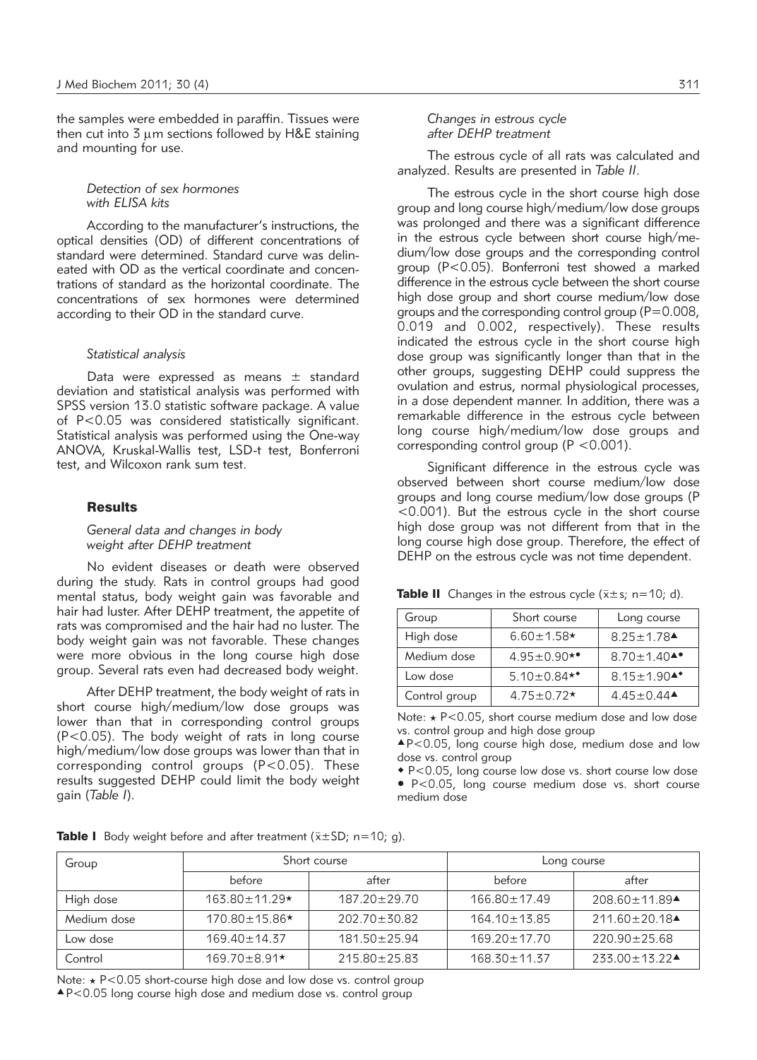the samples were embedded in paraffin. Tissues were then cut into 3 μm sections followed by H&E staining and mounting for use.

#### *Detection of sex hormones with ELISA kits*

According to the manufacturer's instructions, the optical densities (OD) of different concentrations of standard were determined. Standard curve was delineated with OD as the vertical coordinate and concentrations of standard as the horizontal coordinate. The concentrations of sex hormones were determined according to their OD in the standard curve.

#### *Statistical analysis*

Data were expressed as means ± standard deviation and statistical analysis was performed with SPSS version 13.0 statistic software package. A value of $P<0.05$ was considered statistically significant. Statistical analysis was performed using the One-way ANOVA, Kruskal-Wallis test, LSD-t test, Bonferroni test, and Wilcoxon rank sum test.

## Results

#### *General data and changes in body weight after DEHP treatment*

No evident diseases or death were observed during the study. Rats in control groups had good mental status, body weight gain was favorable and hair had luster. After DEHP treatment, the appetite of rats was compromised and the hair had no luster. The body weight gain was not favorable. These changes were more obvious in the long course high dose group. Several rats even had decreased body weight.

After DEHP treatment, the body weight of rats in short course high/medium/low dose groups was lower than that in corresponding control groups ($P<0.05$). The body weight of rats in long course high/medium/low dose groups was lower than that in corresponding control groups ($P<0.05$). These results suggested DEHP could limit the body weight gain (*Table I*).

#### *Changes in estrous cycle after DEHP treatment*

The estrous cycle of all rats was calculated and analyzed. Results are presented in *Table II*.

The estrous cycle in the short course high dose group and long course high/medium/low dose groups was prolonged and there was a significant difference in the estrous cycle between short course high/medium/low dose groups and the corresponding control group ($P<0.05$). Bonferroni test showed a marked difference in the estrous cycle between the short course high dose group and short course medium/low dose groups and the corresponding control group ($P=0.008$, 0.019 and 0.002, respectively). These results indicated the estrous cycle in the short course high dose group was significantly longer than that in the other groups, suggesting DEHP could suppress the ovulation and estrus, normal physiological processes, in a dose dependent manner. In addition, there was a remarkable difference in the estrous cycle between long course high/medium/low dose groups and corresponding control group ($P<0.001$).

Significant difference in the estrous cycle was observed between short course medium/low dose groups and long course medium/low dose groups ($P<0.001$). But the estrous cycle in the short course high dose group was not different from that in the long course high dose group. Therefore, the effect of DEHP on the estrous cycle was not time dependent.

**Table II** Changes in the estrous cycle ($\bar{x}\pm s$; n=10; d).

| Group | Short course | Long course |
|---|---|---|
| High dose | 6.60±1.58★ | 8.25±1.78▲ |
| Medium dose | 4.95±0.90★● | 8.70±1.40▲● |
| Low dose | 5.10±0.84★◆ | 8.15±1.90▲◆ |
| Control group | 4.75±0.72★ | 4.45±0.44▲ |

Note: ★ $P<0.05$, short course medium dose and low dose vs. control group and high dose group

▲$P<0.05$, long course high dose, medium dose and low dose vs. control group

◆ $P<0.05$, long course low dose vs. short course low dose

● $P<0.05$, long course medium dose vs. short course medium dose

**Table I** Body weight before and after treatment ($\bar{x}\pm SD$; n=10; g).

| Group | Short course | | Long course | |
|---|---|---|---|---|
| | before | after | before | after |
| High dose | 163.80±11.29★ | 187.20±29.70 | 166.80±17.49 | 208.60±11.89▲ |
| Medium dose | 170.80±15.86★ | 202.70±30.82 | 164.10±13.85 | 211.60±20.18▲ |
| Low dose | 169.40±14.37 | 181.50±25.94 | 169.20±17.70 | 220.90±25.68 |
| Control | 169.70±8.91★ | 215.80±25.83 | 168.30±11.37 | 233.00±13.22▲ |

Note: ★ $P<0.05$ short-course high dose and low dose vs. control group

▲$P<0.05$ long course high dose and medium dose vs. control group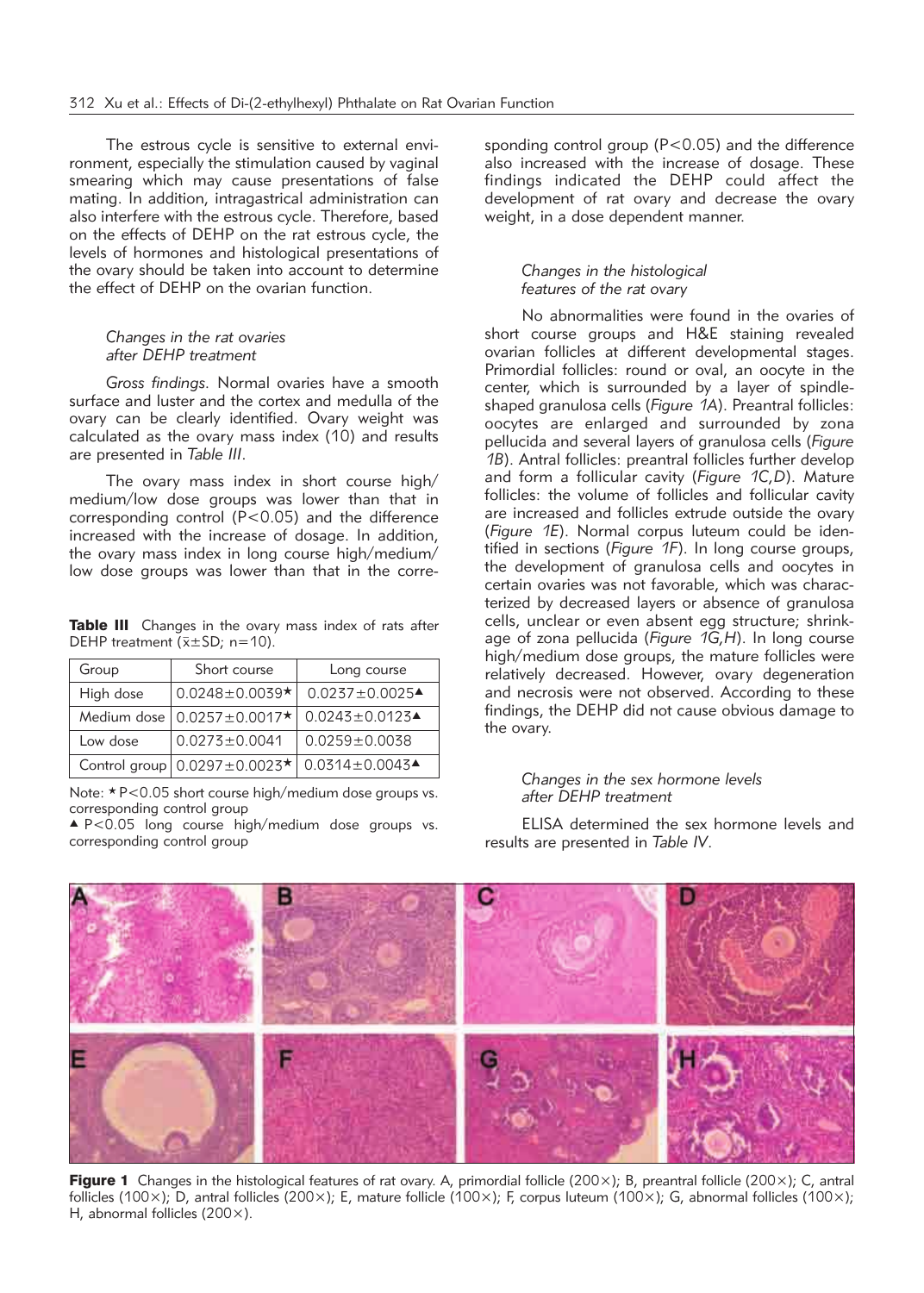The estrous cycle is sensitive to external environment, especially the stimulation caused by vaginal smearing which may cause presentations of false mating. In addition, intragastrical administration can also interfere with the estrous cycle. Therefore, based on the effects of DEHP on the rat estrous cycle, the levels of hormones and histological presentations of the ovary should be taken into account to determine the effect of DEHP on the ovarian function.

### *Changes in the rat ovaries after DEHP treatment*

*Gross findings.* Normal ovaries have a smooth surface and luster and the cortex and medulla of the ovary can be clearly identified. Ovary weight was calculated as the ovary mass index (10) and results are presented in *Table III*.

The ovary mass index in short course high/medium/low dose groups was lower than that in corresponding control ($P<0.05$) and the difference increased with the increase of dosage. In addition, the ovary mass index in long course high/medium/low dose groups was lower than that in the corresponding control group ($P<0.05$) and the difference also increased with the increase of dosage. These findings indicated the DEHP could affect the development of rat ovary and decrease the ovary weight, in a dose dependent manner.

**Table III** Changes in the ovary mass index of rats after DEHP treatment ($\bar{x}\pm SD$; $n=10$).

| Group | Short course | Long course |
|---|---|---|
| High dose | 0.0248±0.0039★ | 0.0237±0.0025▲ |
| Medium dose | 0.0257±0.0017★ | 0.0243±0.0123▲ |
| Low dose | 0.0273±0.0041 | 0.0259±0.0038 |
| Control group | 0.0297±0.0023★ | 0.0314±0.0043▲ |

Note: ★ $P<0.05$ short course high/medium dose groups vs. corresponding control group

▲ $P<0.05$ long course high/medium dose groups vs. corresponding control group

### *Changes in the histological features of the rat ovary*

No abnormalities were found in the ovaries of short course groups and H&E staining revealed ovarian follicles at different developmental stages. Primordial follicles: round or oval, an oocyte in the center, which is surrounded by a layer of spindle-shaped granulosa cells (*Figure 1A*). Preantral follicles: oocytes are enlarged and surrounded by zona pellucida and several layers of granulosa cells (*Figure 1B*). Antral follicles: preantral follicles further develop and form a follicular cavity (*Figure 1C,D*). Mature follicles: the volume of follicles and follicular cavity are increased and follicles extrude outside the ovary (*Figure 1E*). Normal corpus luteum could be identified in sections (*Figure 1F*). In long course groups, the development of granulosa cells and oocytes in certain ovaries was not favorable, which was characterized by decreased layers or absence of granulosa cells, unclear or even absent egg structure; shrinkage of zona pellucida (*Figure 1G,H*). In long course high/medium dose groups, the mature follicles were relatively decreased. However, ovary degeneration and necrosis were not observed. According to these findings, the DEHP did not cause obvious damage to the ovary.

### *Changes in the sex hormone levels after DEHP treatment*

ELISA determined the sex hormone levels and results are presented in *Table IV*.

**Figure 1** Changes in the histological features of rat ovary. A, primordial follicle (200×); B, preantral follicle (200×); C, antral follicles (100×); D, antral follicles (200×); E, mature follicle (100×); F, corpus luteum (100×); G, abnormal follicles (100×); H, abnormal follicles (200×).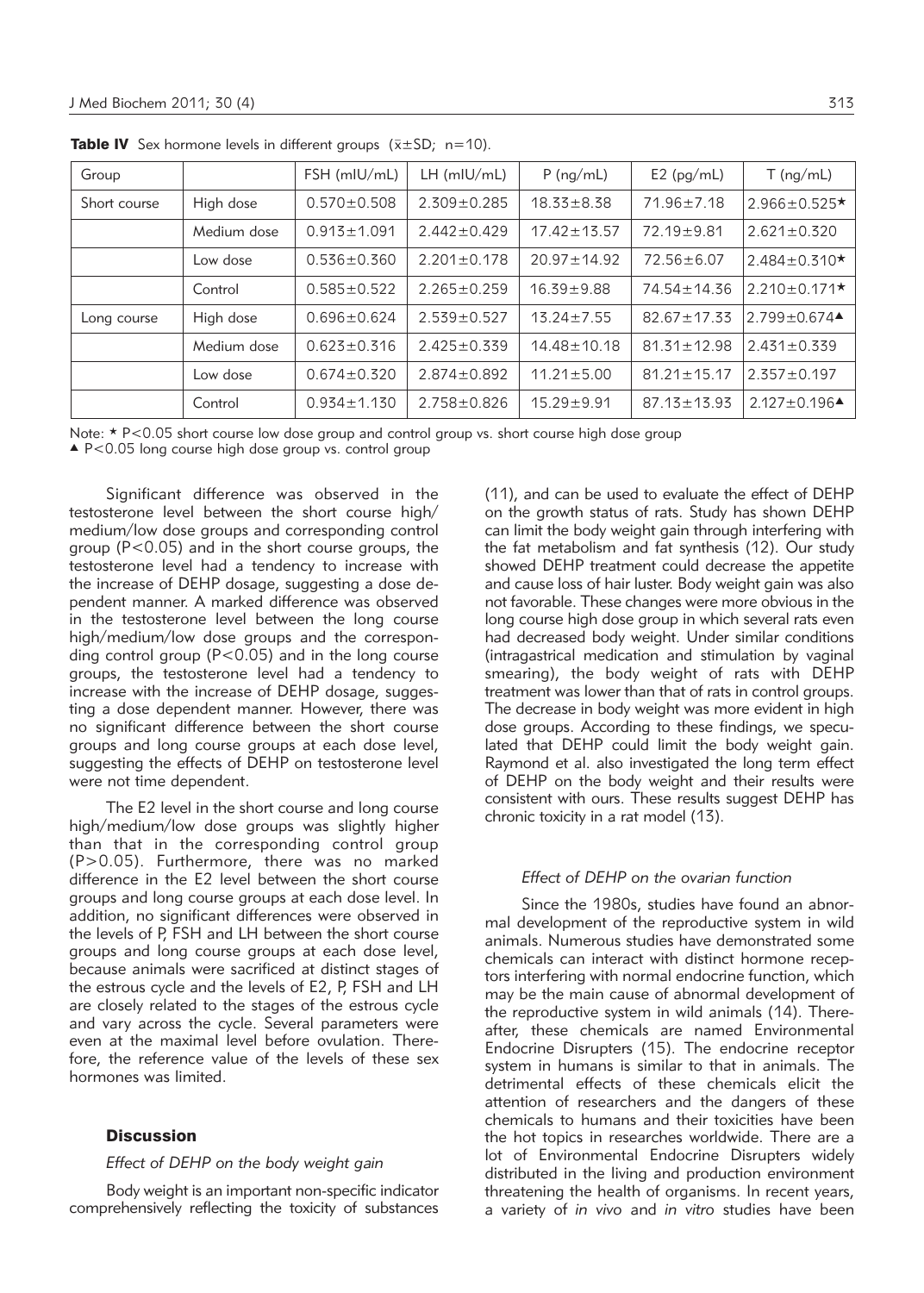**Table IV** Sex hormone levels in different groups ($\bar{x}\pm SD$; n=10).

| Group | | FSH (mIU/mL) | LH (mIU/mL) | P (ng/mL) | E2 (pg/mL) | T (ng/mL) |
|---|---|---|---|---|---|---|
| Short course | High dose | 0.570±0.508 | 2.309±0.285 | 18.33±8.38 | 71.96±7.18 | 2.966±0.525★ |
| | Medium dose | 0.913±1.091 | 2.442±0.429 | 17.42±13.57 | 72.19±9.81 | 2.621±0.320 |
| | Low dose | 0.536±0.360 | 2.201±0.178 | 20.97±14.92 | 72.56±6.07 | 2.484±0.310★ |
| | Control | 0.585±0.522 | 2.265±0.259 | 16.39±9.88 | 74.54±14.36 | 2.210±0.171★ |
| Long course | High dose | 0.696±0.624 | 2.539±0.527 | 13.24±7.55 | 82.67±17.33 | 2.799±0.674▲ |
| | Medium dose | 0.623±0.316 | 2.425±0.339 | 14.48±10.18 | 81.31±12.98 | 2.431±0.339 |
| | Low dose | 0.674±0.320 | 2.874±0.892 | 11.21±5.00 | 81.21±15.17 | 2.357±0.197 |
| | Control | 0.934±1.130 | 2.758±0.826 | 15.29±9.91 | 87.13±13.93 | 2.127±0.196▲ |

Note: ★ P<0.05 short course low dose group and control group vs. short course high dose group
▲ P<0.05 long course high dose group vs. control group

Significant difference was observed in the testosterone level between the short course high/medium/low dose groups and corresponding control group (P<0.05) and in the short course groups, the testosterone level had a tendency to increase with the increase of DEHP dosage, suggesting a dose dependent manner. A marked difference was observed in the testosterone level between the long course high/medium/low dose groups and the corresponding control group (P<0.05) and in the long course groups, the testosterone level had a tendency to increase with the increase of DEHP dosage, suggesting a dose dependent manner. However, there was no significant difference between the short course groups and long course groups at each dose level, suggesting the effects of DEHP on testosterone level were not time dependent.

The E2 level in the short course and long course high/medium/low dose groups was slightly higher than that in the corresponding control group (P>0.05). Furthermore, there was no marked difference in the E2 level between the short course groups and long course groups at each dose level. In addition, no significant differences were observed in the levels of P, FSH and LH between the short course groups and long course groups at each dose level, because animals were sacrificed at distinct stages of the estrous cycle and the levels of E2, P, FSH and LH are closely related to the stages of the estrous cycle and vary across the cycle. Several parameters were even at the maximal level before ovulation. Therefore, the reference value of the levels of these sex hormones was limited.

## Discussion

### *Effect of DEHP on the body weight gain*

Body weight is an important non-specific indicator comprehensively reflecting the toxicity of substances (11), and can be used to evaluate the effect of DEHP on the growth status of rats. Study has shown DEHP can limit the body weight gain through interfering with the fat metabolism and fat synthesis (12). Our study showed DEHP treatment could decrease the appetite and cause loss of hair luster. Body weight gain was also not favorable. These changes were more obvious in the long course high dose group in which several rats even had decreased body weight. Under similar conditions (intragastrical medication and stimulation by vaginal smearing), the body weight of rats with DEHP treatment was lower than that of rats in control groups. The decrease in body weight was more evident in high dose groups. According to these findings, we speculated that DEHP could limit the body weight gain. Raymond et al. also investigated the long term effect of DEHP on the body weight and their results were consistent with ours. These results suggest DEHP has chronic toxicity in a rat model (13).

### *Effect of DEHP on the ovarian function*

Since the 1980s, studies have found an abnormal development of the reproductive system in wild animals. Numerous studies have demonstrated some chemicals can interact with distinct hormone receptors interfering with normal endocrine function, which may be the main cause of abnormal development of the reproductive system in wild animals (14). Thereafter, these chemicals are named Environmental Endocrine Disrupters (15). The endocrine receptor system in humans is similar to that in animals. The detrimental effects of these chemicals elicit the attention of researchers and the dangers of these chemicals to humans and their toxicities have been the hot topics in researches worldwide. There are a lot of Environmental Endocrine Disrupters widely distributed in the living and production environment threatening the health of organisms. In recent years, a variety of *in vivo* and *in vitro* studies have been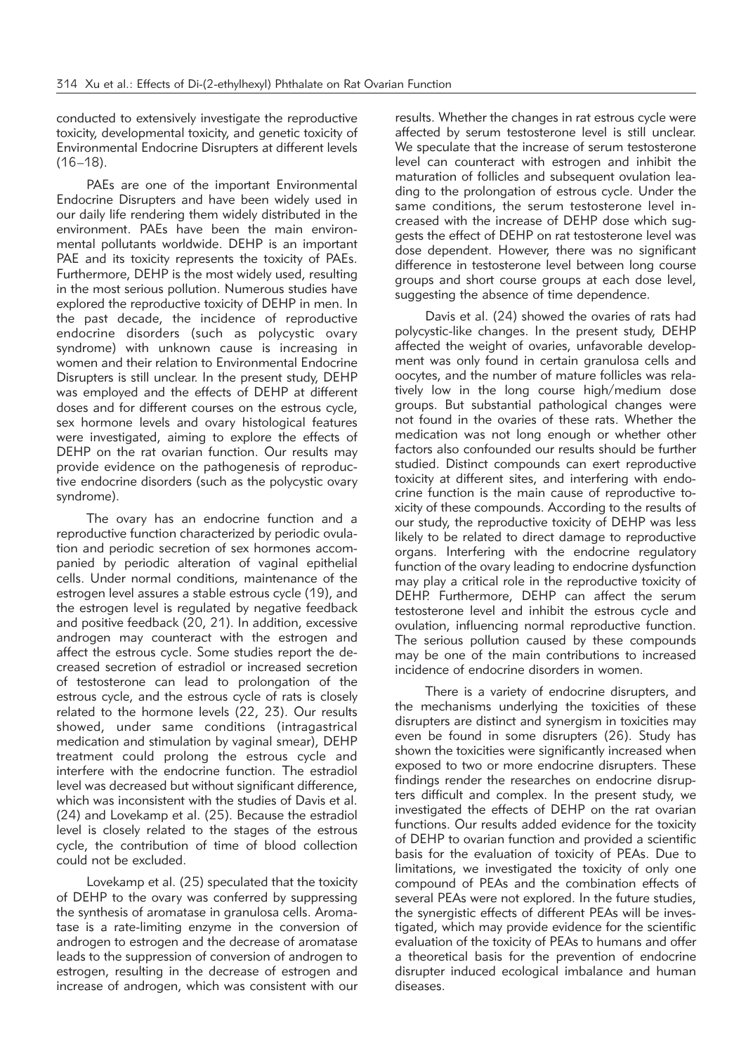conducted to extensively investigate the reproductive toxicity, developmental toxicity, and genetic toxicity of Environmental Endocrine Disrupters at different levels (16–18).

PAEs are one of the important Environmental Endocrine Disrupters and have been widely used in our daily life rendering them widely distributed in the environment. PAEs have been the main environmental pollutants worldwide. DEHP is an important PAE and its toxicity represents the toxicity of PAEs. Furthermore, DEHP is the most widely used, resulting in the most serious pollution. Numerous studies have explored the reproductive toxicity of DEHP in men. In the past decade, the incidence of reproductive endocrine disorders (such as polycystic ovary syndrome) with unknown cause is increasing in women and their relation to Environmental Endocrine Disrupters is still unclear. In the present study, DEHP was employed and the effects of DEHP at different doses and for different courses on the estrous cycle, sex hormone levels and ovary histological features were investigated, aiming to explore the effects of DEHP on the rat ovarian function. Our results may provide evidence on the pathogenesis of reproductive endocrine disorders (such as the polycystic ovary syndrome).

The ovary has an endocrine function and a reproductive function characterized by periodic ovulation and periodic secretion of sex hormones accompanied by periodic alteration of vaginal epithelial cells. Under normal conditions, maintenance of the estrogen level assures a stable estrous cycle (19), and the estrogen level is regulated by negative feedback and positive feedback (20, 21). In addition, excessive androgen may counteract with the estrogen and affect the estrous cycle. Some studies report the decreased secretion of estradiol or increased secretion of testosterone can lead to prolongation of the estrous cycle, and the estrous cycle of rats is closely related to the hormone levels (22, 23). Our results showed, under same conditions (intragastrical medication and stimulation by vaginal smear), DEHP treatment could prolong the estrous cycle and interfere with the endocrine function. The estradiol level was decreased but without significant difference, which was inconsistent with the studies of Davis et al. (24) and Lovekamp et al. (25). Because the estradiol level is closely related to the stages of the estrous cycle, the contribution of time of blood collection could not be excluded.

Lovekamp et al. (25) speculated that the toxicity of DEHP to the ovary was conferred by suppressing the synthesis of aromatase in granulosa cells. Aromatase is a rate-limiting enzyme in the conversion of androgen to estrogen and the decrease of aromatase leads to the suppression of conversion of androgen to estrogen, resulting in the decrease of estrogen and increase of androgen, which was consistent with our results. Whether the changes in rat estrous cycle were affected by serum testosterone level is still unclear. We speculate that the increase of serum testosterone level can counteract with estrogen and inhibit the maturation of follicles and subsequent ovulation leading to the prolongation of estrous cycle. Under the same conditions, the serum testosterone level increased with the increase of DEHP dose which suggests the effect of DEHP on rat testosterone level was dose dependent. However, there was no significant difference in testosterone level between long course groups and short course groups at each dose level, suggesting the absence of time dependence.

Davis et al. (24) showed the ovaries of rats had polycystic-like changes. In the present study, DEHP affected the weight of ovaries, unfavorable development was only found in certain granulosa cells and oocytes, and the number of mature follicles was relatively low in the long course high/medium dose groups. But substantial pathological changes were not found in the ovaries of these rats. Whether the medication was not long enough or whether other factors also confounded our results should be further studied. Distinct compounds can exert reproductive toxicity at different sites, and interfering with endocrine function is the main cause of reproductive toxicity of these compounds. According to the results of our study, the reproductive toxicity of DEHP was less likely to be related to direct damage to reproductive organs. Interfering with the endocrine regulatory function of the ovary leading to endocrine dysfunction may play a critical role in the reproductive toxicity of DEHP. Furthermore, DEHP can affect the serum testosterone level and inhibit the estrous cycle and ovulation, influencing normal reproductive function. The serious pollution caused by these compounds may be one of the main contributions to increased incidence of endocrine disorders in women.

There is a variety of endocrine disrupters, and the mechanisms underlying the toxicities of these disrupters are distinct and synergism in toxicities may even be found in some disrupters (26). Study has shown the toxicities were significantly increased when exposed to two or more endocrine disrupters. These findings render the researches on endocrine disrupters difficult and complex. In the present study, we investigated the effects of DEHP on the rat ovarian functions. Our results added evidence for the toxicity of DEHP to ovarian function and provided a scientific basis for the evaluation of toxicity of PEAs. Due to limitations, we investigated the toxicity of only one compound of PEAs and the combination effects of several PEAs were not explored. In the future studies, the synergistic effects of different PEAs will be investigated, which may provide evidence for the scientific evaluation of the toxicity of PEAs to humans and offer a theoretical basis for the prevention of endocrine disrupter induced ecological imbalance and human diseases.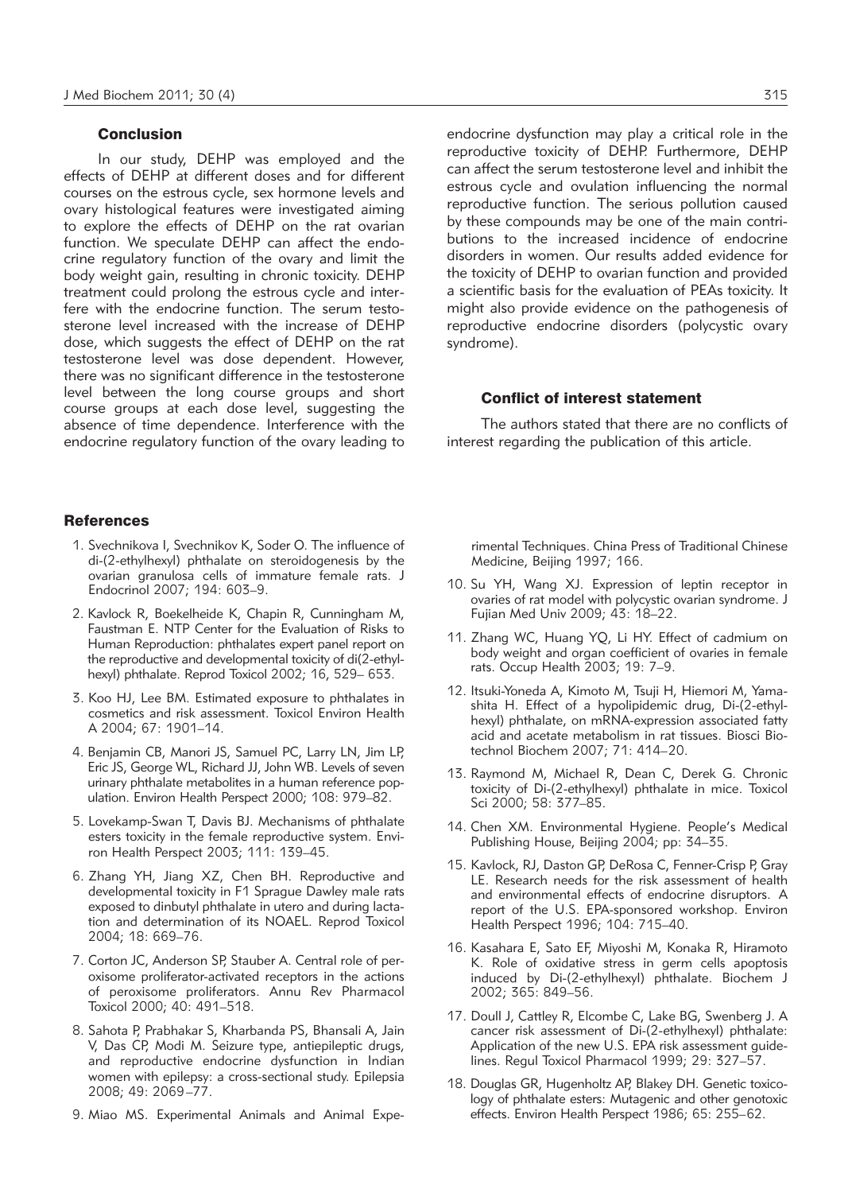## Conclusion

In our study, DEHP was employed and the effects of DEHP at different doses and for different courses on the estrous cycle, sex hormone levels and ovary histological features were investigated aiming to explore the effects of DEHP on the rat ovarian function. We speculate DEHP can affect the endocrine regulatory function of the ovary and limit the body weight gain, resulting in chronic toxicity. DEHP treatment could prolong the estrous cycle and interfere with the endocrine function. The serum testosterone level increased with the increase of DEHP dose, which suggests the effect of DEHP on the rat testosterone level was dose dependent. However, there was no significant difference in the testosterone level between the long course groups and short course groups at each dose level, suggesting the absence of time dependence. Interference with the endocrine regulatory function of the ovary leading to endocrine dysfunction may play a critical role in the reproductive toxicity of DEHP. Furthermore, DEHP can affect the serum testosterone level and inhibit the estrous cycle and ovulation influencing the normal reproductive function. The serious pollution caused by these compounds may be one of the main contributions to the increased incidence of endocrine disorders in women. Our results added evidence for the toxicity of DEHP to ovarian function and provided a scientific basis for the evaluation of PEAs toxicity. It might also provide evidence on the pathogenesis of reproductive endocrine disorders (polycystic ovary syndrome).

## Conflict of interest statement

The authors stated that there are no conflicts of interest regarding the publication of this article.

## References

1. Svechnikova I, Svechnikov K, Soder O. The influence of di-(2-ethylhexyl) phthalate on steroidogenesis by the ovarian granulosa cells of immature female rats. J Endocrinol 2007; 194: 603–9.
2. Kavlock R, Boekelheide K, Chapin R, Cunningham M, Faustman E. NTP Center for the Evaluation of Risks to Human Reproduction: phthalates expert panel report on the reproductive and developmental toxicity of di(2-ethylhexyl) phthalate. Reprod Toxicol 2002; 16, 529– 653.
3. Koo HJ, Lee BM. Estimated exposure to phthalates in cosmetics and risk assessment. Toxicol Environ Health A 2004; 67: 1901–14.
4. Benjamin CB, Manori JS, Samuel PC, Larry LN, Jim LP, Eric JS, George WL, Richard JJ, John WB. Levels of seven urinary phthalate metabolites in a human reference population. Environ Health Perspect 2000; 108: 979–82.
5. Lovekamp-Swan T, Davis BJ. Mechanisms of phthalate esters toxicity in the female reproductive system. Environ Health Perspect 2003; 111: 139–45.
6. Zhang YH, Jiang XZ, Chen BH. Reproductive and developmental toxicity in F1 Sprague Dawley male rats exposed to dinbutyl phthalate in utero and during lactation and determination of its NOAEL. Reprod Toxicol 2004; 18: 669–76.
7. Corton JC, Anderson SP, Stauber A. Central role of peroxisome proliferator-activated receptors in the actions of peroxisome proliferators. Annu Rev Pharmacol Toxicol 2000; 40: 491–518.
8. Sahota P, Prabhakar S, Kharbanda PS, Bhansali A, Jain V, Das CP, Modi M. Seizure type, antiepileptic drugs, and reproductive endocrine dysfunction in Indian women with epilepsy: a cross-sectional study. Epilepsia 2008; 49: 2069–77.
9. Miao MS. Experimental Animals and Animal Experimental Techniques. China Press of Traditional Chinese Medicine, Beijing 1997; 166.
10. Su YH, Wang XJ. Expression of leptin receptor in ovaries of rat model with polycystic ovarian syndrome. J Fujian Med Univ 2009; 43: 18–22.
11. Zhang WC, Huang YQ, Li HY. Effect of cadmium on body weight and organ coefficient of ovaries in female rats. Occup Health 2003; 19: 7–9.
12. Itsuki-Yoneda A, Kimoto M, Tsuji H, Hiemori M, Yamashita H. Effect of a hypolipidemic drug, Di-(2-ethylhexyl) phthalate, on mRNA-expression associated fatty acid and acetate metabolism in rat tissues. Biosci Biotechnol Biochem 2007; 71: 414–20.
13. Raymond M, Michael R, Dean C, Derek G. Chronic toxicity of Di-(2-ethylhexyl) phthalate in mice. Toxicol Sci 2000; 58: 377–85.
14. Chen XM. Environmental Hygiene. People's Medical Publishing House, Beijing 2004; pp: 34–35.
15. Kavlock, RJ, Daston GP, DeRosa C, Fenner-Crisp P, Gray LE. Research needs for the risk assessment of health and environmental effects of endocrine disruptors. A report of the U.S. EPA-sponsored workshop. Environ Health Perspect 1996; 104: 715–40.
16. Kasahara E, Sato EF, Miyoshi M, Konaka R, Hiramoto K. Role of oxidative stress in germ cells apoptosis induced by Di-(2-ethylhexyl) phthalate. Biochem J 2002; 365: 849–56.
17. Doull J, Cattley R, Elcombe C, Lake BG, Swenberg J. A cancer risk assessment of Di-(2-ethylhexyl) phthalate: Application of the new U.S. EPA risk assessment guidelines. Regul Toxicol Pharmacol 1999; 29: 327–57.
18. Douglas GR, Hugenholtz AP, Blakey DH. Genetic toxicology of phthalate esters: Mutagenic and other genotoxic effects. Environ Health Perspect 1986; 65: 255–62.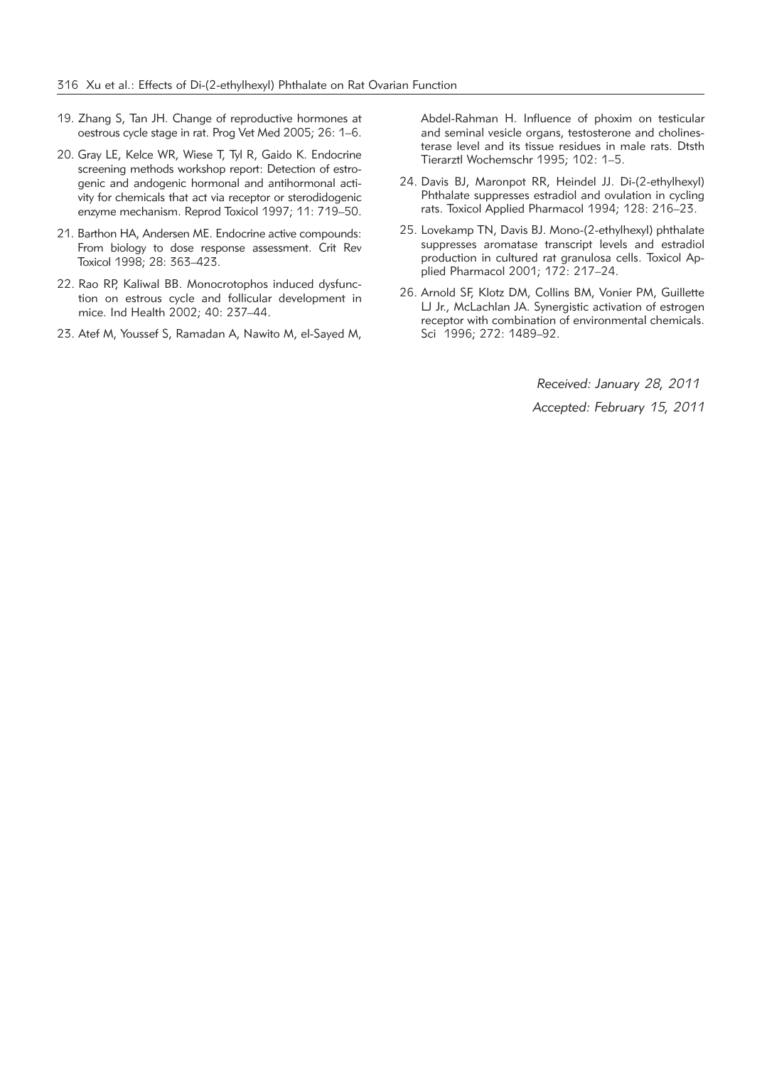19. Zhang S, Tan JH. Change of reproductive hormones at oestrous cycle stage in rat. Prog Vet Med 2005; 26: 1–6.
20. Gray LE, Kelce WR, Wiese T, Tyl R, Gaido K. Endocrine screening methods workshop report: Detection of estrogenic and andogenic hormonal and antihormonal activity for chemicals that act via receptor or sterodidogenic enzyme mechanism. Reprod Toxicol 1997; 11: 719–50.
21. Barthon HA, Andersen ME. Endocrine active compounds: From biology to dose response assessment. Crit Rev Toxicol 1998; 28: 363–423.
22. Rao RP, Kaliwal BB. Monocrotophos induced dysfunction on estrous cycle and follicular development in mice. Ind Health 2002; 40: 237–44.
23. Atef M, Youssef S, Ramadan A, Nawito M, el-Sayed M, Abdel-Rahman H. Influence of phoxim on testicular and seminal vesicle organs, testosterone and cholinesterase level and its tissue residues in male rats. Dtsth Tierarztl Wochemschr 1995; 102: 1–5.
24. Davis BJ, Maronpot RR, Heindel JJ. Di-(2-ethylhexyl) Phthalate suppresses estradiol and ovulation in cycling rats. Toxicol Applied Pharmacol 1994; 128: 216–23.
25. Lovekamp TN, Davis BJ. Mono-(2-ethylhexyl) phthalate suppresses aromatase transcript levels and estradiol production in cultured rat granulosa cells. Toxicol Applied Pharmacol 2001; 172: 217–24.
26. Arnold SF, Klotz DM, Collins BM, Vonier PM, Guillette LJ Jr., McLachlan JA. Synergistic activation of estrogen receptor with combination of environmental chemicals. Sci 1996; 272: 1489–92.

*Received: January 28, 2011*

*Accepted: February 15, 2011*